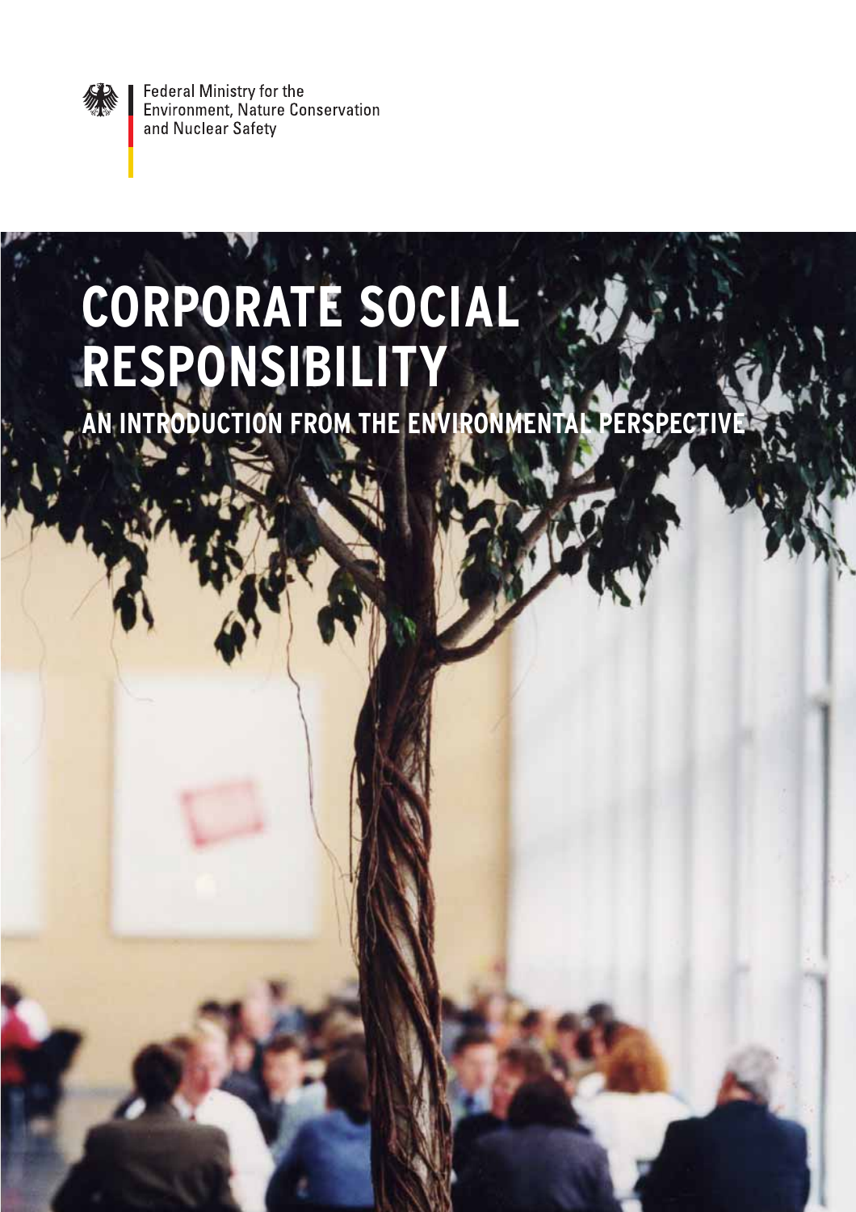Federal Ministry for the
Environment, Nature Conservation
and Nuclear Safety

# CORPORATE SOCIAL RESPONSIBILITY

## AN INTRODUCTION FROM THE ENVIRONMENTAL PERSPECTIVE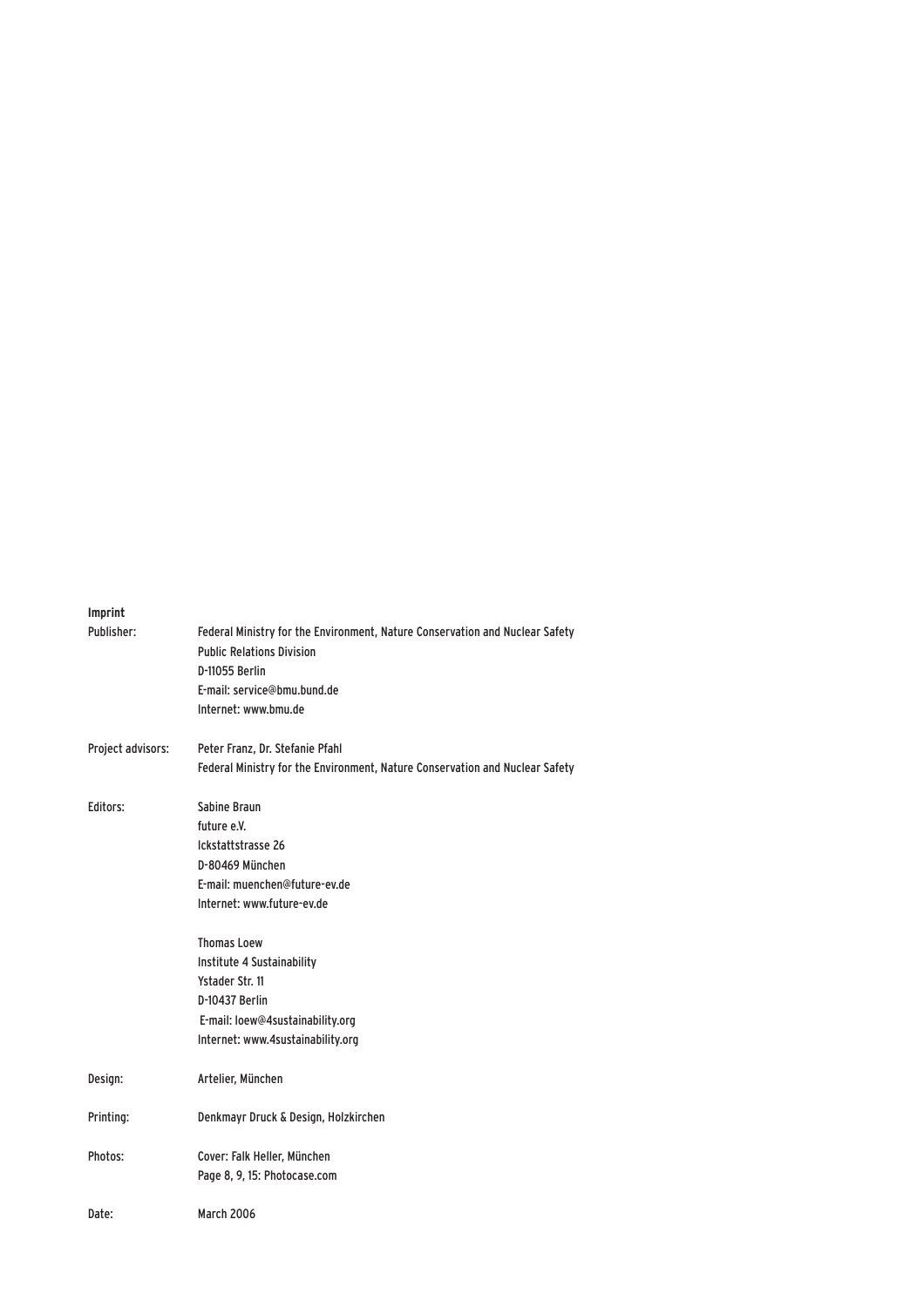**Imprint**

Publisher: Federal Ministry for the Environment, Nature Conservation and Nuclear Safety
Public Relations Division
D-11055 Berlin
E-mail: service@bmu.bund.de
Internet: www.bmu.de

Project advisors: Peter Franz, Dr. Stefanie Pfahl
Federal Ministry for the Environment, Nature Conservation and Nuclear Safety

Editors: Sabine Braun
future e.V.
Ickstattstrasse 26
D-80469 München
E-mail: muenchen@future-ev.de
Internet: www.future-ev.de

Thomas Loew
Institute 4 Sustainability
Ystader Str. 11
D-10437 Berlin
E-mail: loew@4sustainability.org
Internet: www.4sustainability.org

Design: Artelier, München

Printing: Denkmayr Druck & Design, Holzkirchen

Photos: Cover: Falk Heller, München
Page 8, 9, 15: Photocase.com

Date: March 2006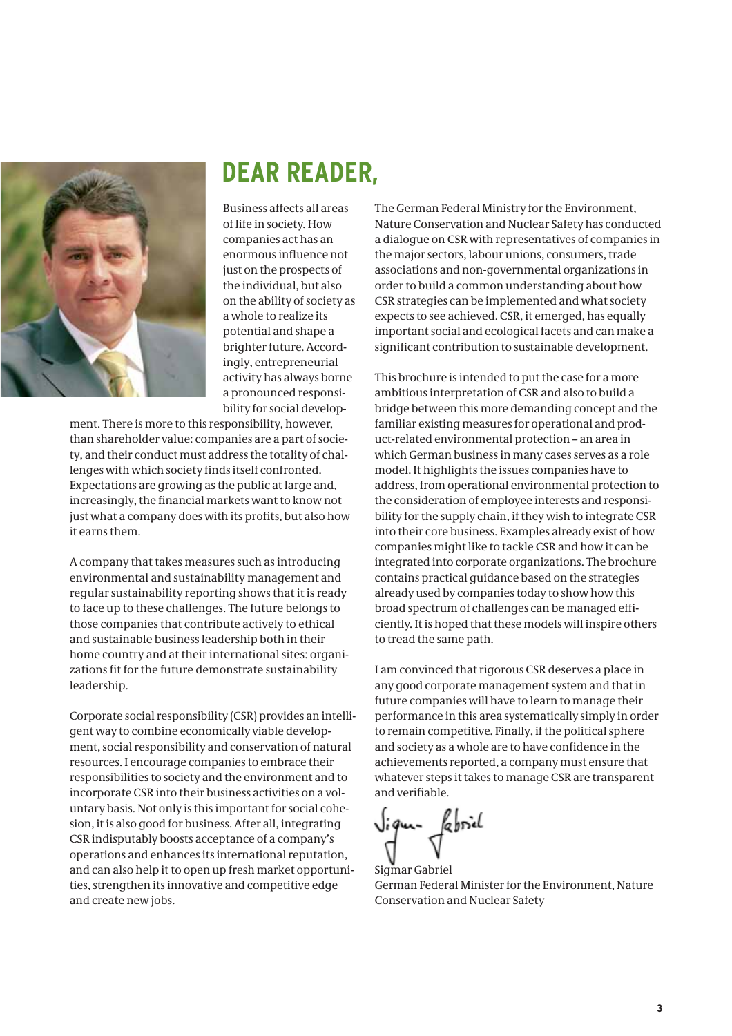# DEAR READER,

Business affects all areas of life in society. How companies act has an enormous influence not just on the prospects of the individual, but also on the ability of society as a whole to realize its potential and shape a brighter future. Accordingly, entrepreneurial activity has always borne a pronounced responsibility for social development. There is more to this responsibility, however, than shareholder value: companies are a part of society, and their conduct must address the totality of challenges with which society finds itself confronted. Expectations are growing as the public at large and, increasingly, the financial markets want to know not just what a company does with its profits, but also how it earns them.

A company that takes measures such as introducing environmental and sustainability management and regular sustainability reporting shows that it is ready to face up to these challenges. The future belongs to those companies that contribute actively to ethical and sustainable business leadership both in their home country and at their international sites: organizations fit for the future demonstrate sustainability leadership.

Corporate social responsibility (CSR) provides an intelligent way to combine economically viable development, social responsibility and conservation of natural resources. I encourage companies to embrace their responsibilities to society and the environment and to incorporate CSR into their business activities on a voluntary basis. Not only is this important for social cohesion, it is also good for business. After all, integrating CSR indisputably boosts acceptance of a company's operations and enhances its international reputation, and can also help it to open up fresh market opportunities, strengthen its innovative and competitive edge and create new jobs.

The German Federal Ministry for the Environment, Nature Conservation and Nuclear Safety has conducted a dialogue on CSR with representatives of companies in the major sectors, labour unions, consumers, trade associations and non-governmental organizations in order to build a common understanding about how CSR strategies can be implemented and what society expects to see achieved. CSR, it emerged, has equally important social and ecological facets and can make a significant contribution to sustainable development.

This brochure is intended to put the case for a more ambitious interpretation of CSR and also to build a bridge between this more demanding concept and the familiar existing measures for operational and product-related environmental protection – an area in which German business in many cases serves as a role model. It highlights the issues companies have to address, from operational environmental protection to the consideration of employee interests and responsibility for the supply chain, if they wish to integrate CSR into their core business. Examples already exist of how companies might like to tackle CSR and how it can be integrated into corporate organizations. The brochure contains practical guidance based on the strategies already used by companies today to show how this broad spectrum of challenges can be managed efficiently. It is hoped that these models will inspire others to tread the same path.

I am convinced that rigorous CSR deserves a place in any good corporate management system and that in future companies will have to learn to manage their performance in this area systematically simply in order to remain competitive. Finally, if the political sphere and society as a whole are to have confidence in the achievements reported, a company must ensure that whatever steps it takes to manage CSR are transparent and verifiable.

Sigmar Gabriel
German Federal Minister for the Environment, Nature Conservation and Nuclear Safety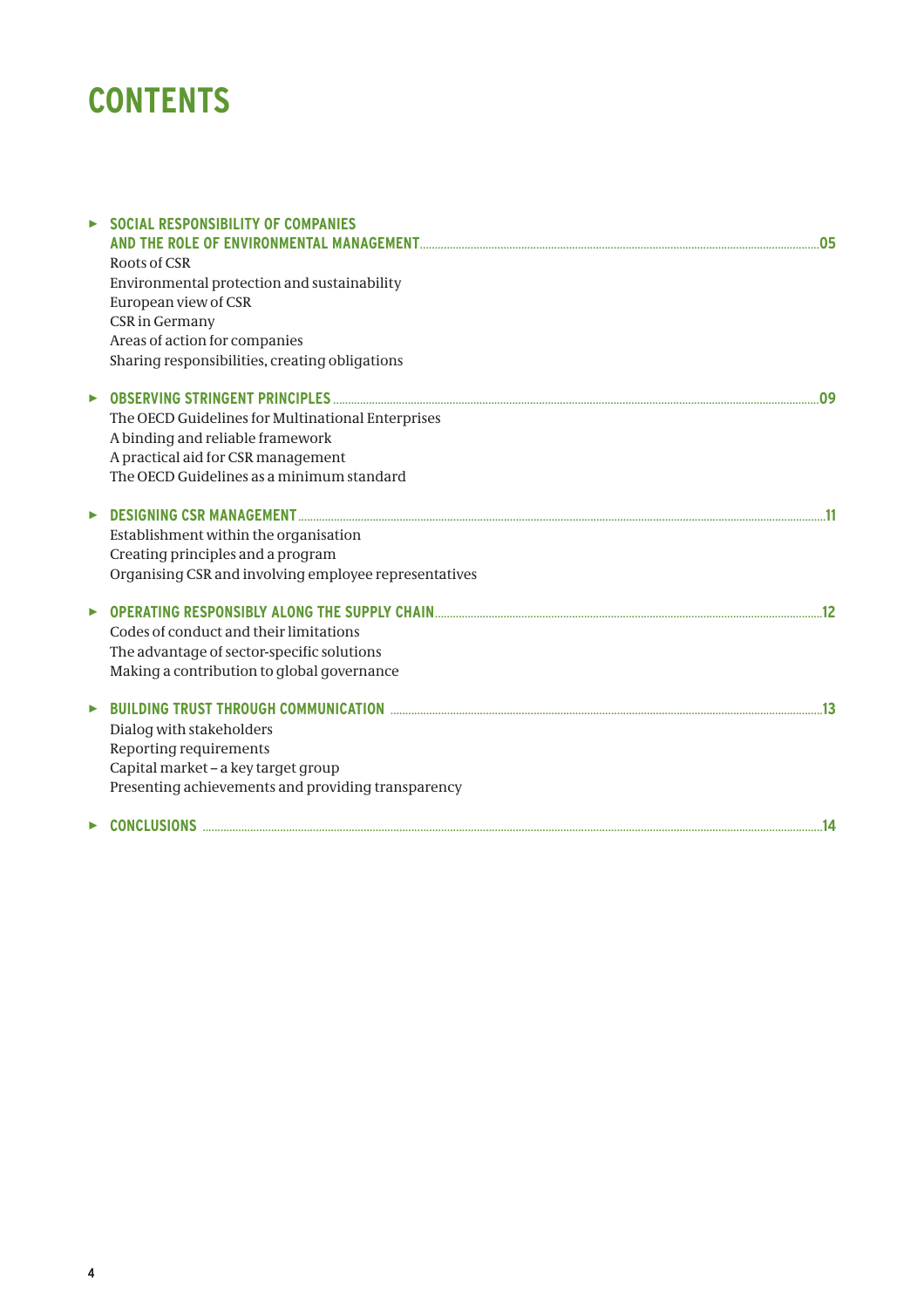# CONTENTS

- **SOCIAL RESPONSIBILITY OF COMPANIES AND THE ROLE OF ENVIRONMENTAL MANAGEMENT** ........ 05
  - Roots of CSR
  - Environmental protection and sustainability
  - European view of CSR
  - CSR in Germany
  - Areas of action for companies
  - Sharing responsibilities, creating obligations
- **OBSERVING STRINGENT PRINCIPLES** ........ 09
  - The OECD Guidelines for Multinational Enterprises
  - A binding and reliable framework
  - A practical aid for CSR management
  - The OECD Guidelines as a minimum standard
- **DESIGNING CSR MANAGEMENT** ........ 11
  - Establishment within the organisation
  - Creating principles and a program
  - Organising CSR and involving employee representatives
- **OPERATING RESPONSIBLY ALONG THE SUPPLY CHAIN** ........ 12
  - Codes of conduct and their limitations
  - The advantage of sector-specific solutions
  - Making a contribution to global governance
- **BUILDING TRUST THROUGH COMMUNICATION** ........ 13
  - Dialog with stakeholders
  - Reporting requirements
  - Capital market – a key target group
  - Presenting achievements and providing transparency
- **CONCLUSIONS** ........ 14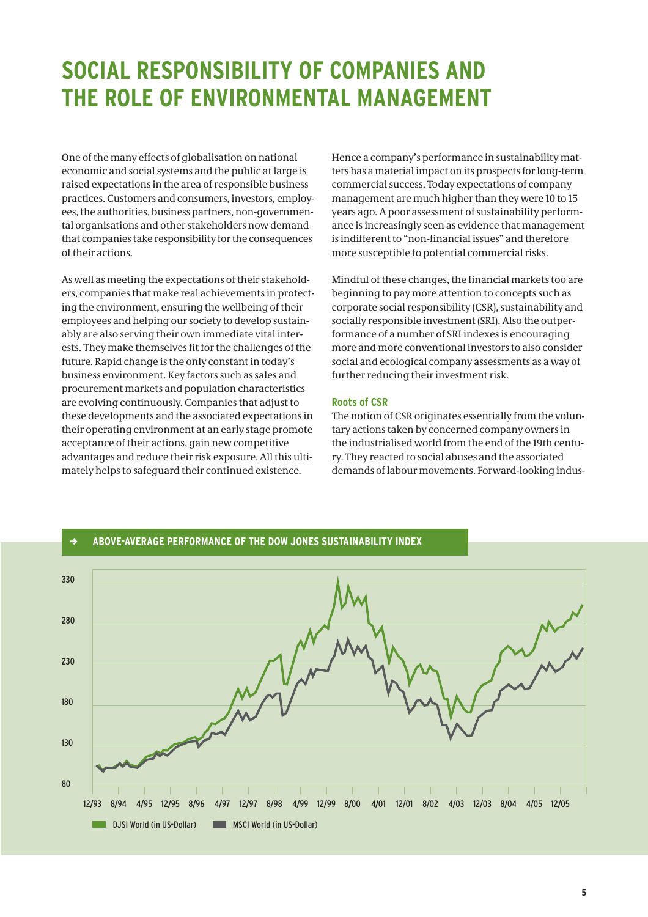# SOCIAL RESPONSIBILITY OF COMPANIES AND THE ROLE OF ENVIRONMENTAL MANAGEMENT

One of the many effects of globalisation on national economic and social systems and the public at large is raised expectations in the area of responsible business practices. Customers and consumers, investors, employees, the authorities, business partners, non-governmental organisations and other stakeholders now demand that companies take responsibility for the consequences of their actions.

As well as meeting the expectations of their stakeholders, companies that make real achievements in protecting the environment, ensuring the wellbeing of their employees and helping our society to develop sustainably are also serving their own immediate vital interests. They make themselves fit for the challenges of the future. Rapid change is the only constant in today's business environment. Key factors such as sales and procurement markets and population characteristics are evolving continuously. Companies that adjust to these developments and the associated expectations in their operating environment at an early stage promote acceptance of their actions, gain new competitive advantages and reduce their risk exposure. All this ultimately helps to safeguard their continued existence.

Hence a company's performance in sustainability matters has a material impact on its prospects for long-term commercial success. Today expectations of company management are much higher than they were 10 to 15 years ago. A poor assessment of sustainability performance is increasingly seen as evidence that management is indifferent to "non-financial issues" and therefore more susceptible to potential commercial risks.

Mindful of these changes, the financial markets too are beginning to pay more attention to concepts such as corporate social responsibility (CSR), sustainability and socially responsible investment (SRI). Also the outperformance of a number of SRI indexes is encouraging more and more conventional investors to also consider social and ecological company assessments as a way of further reducing their investment risk.

### Roots of CSR

The notion of CSR originates essentially from the voluntary actions taken by concerned company owners in the industrialised world from the end of the 19th century. They reacted to social abuses and the associated demands of labour movements. Forward-looking indus-

**➔ ABOVE-AVERAGE PERFORMANCE OF THE DOW JONES SUSTAINABILITY INDEX**

Y-axis: 80, 130, 180, 230, 280, 330

X-axis: 12/93, 8/94, 4/95, 12/95, 8/96, 4/97, 12/97, 8/98, 4/99, 12/99, 8/00, 4/01, 12/01, 8/02, 4/03, 12/03, 8/04, 4/05, 12/05

Legend: DJSI World (in US-Dollar); MSCI World (in US-Dollar)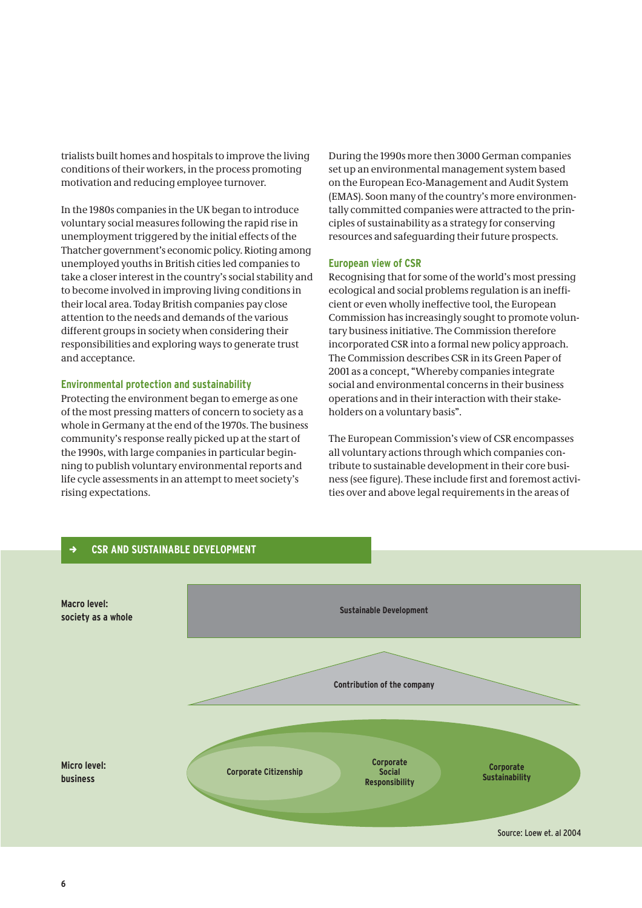trialists built homes and hospitals to improve the living conditions of their workers, in the process promoting motivation and reducing employee turnover.

In the 1980s companies in the UK began to introduce voluntary social measures following the rapid rise in unemployment triggered by the initial effects of the Thatcher government's economic policy. Rioting among unemployed youths in British cities led companies to take a closer interest in the country's social stability and to become involved in improving living conditions in their local area. Today British companies pay close attention to the needs and demands of the various different groups in society when considering their responsibilities and exploring ways to generate trust and acceptance.

### Environmental protection and sustainability

Protecting the environment began to emerge as one of the most pressing matters of concern to society as a whole in Germany at the end of the 1970s. The business community's response really picked up at the start of the 1990s, with large companies in particular beginning to publish voluntary environmental reports and life cycle assessments in an attempt to meet society's rising expectations.

During the 1990s more then 3000 German companies set up an environmental management system based on the European Eco-Management and Audit System (EMAS). Soon many of the country's more environmentally committed companies were attracted to the principles of sustainability as a strategy for conserving resources and safeguarding their future prospects.

### European view of CSR

Recognising that for some of the world's most pressing ecological and social problems regulation is an inefficient or even wholly ineffective tool, the European Commission has increasingly sought to promote voluntary business initiative. The Commission therefore incorporated CSR into a formal new policy approach. The Commission describes CSR in its Green Paper of 2001 as a concept, "Whereby companies integrate social and environmental concerns in their business operations and in their interaction with their stakeholders on a voluntary basis".

The European Commission's view of CSR encompasses all voluntary actions through which companies contribute to sustainable development in their core business (see figure). These include first and foremost activities over and above legal requirements in the areas of

### → CSR AND SUSTAINABLE DEVELOPMENT

Macro level: society as a whole — Sustainable Development

Contribution of the company

Micro level: business — Corporate Citizenship; Corporate Social Responsibility; Corporate Sustainability

Source: Loew et. al 2004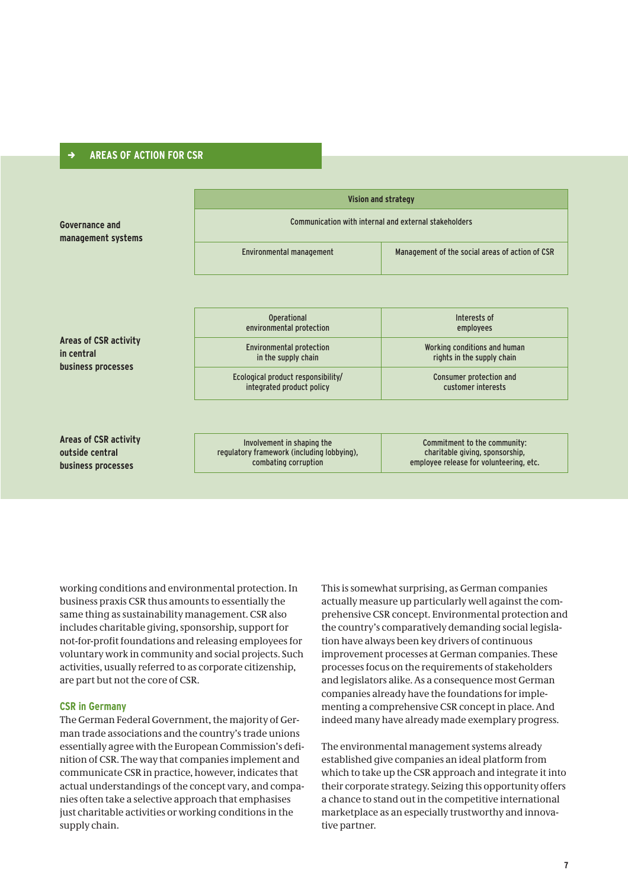## → AREAS OF ACTION FOR CSR

| | | |
|---|---|---|
| **Governance and management systems** | Vision and strategy | |
| | Communication with internal and external stakeholders | |
| | Environmental management | Management of the social areas of action of CSR |
| **Areas of CSR activity in central business processes** | Operational environmental protection | Interests of employees |
| | Environmental protection in the supply chain | Working conditions and human rights in the supply chain |
| | Ecological product responsibility/ integrated product policy | Consumer protection and customer interests |
| **Areas of CSR activity outside central business processes** | Involvement in shaping the regulatory framework (including lobbying), combating corruption | Commitment to the community: charitable giving, sponsorship, employee release for volunteering, etc. |

working conditions and environmental protection. In business praxis CSR thus amounts to essentially the same thing as sustainability management. CSR also includes charitable giving, sponsorship, support for not-for-profit foundations and releasing employees for voluntary work in community and social projects. Such activities, usually referred to as corporate citizenship, are part but not the core of CSR.

### CSR in Germany

The German Federal Government, the majority of German trade associations and the country's trade unions essentially agree with the European Commission's definition of CSR. The way that companies implement and communicate CSR in practice, however, indicates that actual understandings of the concept vary, and companies often take a selective approach that emphasises just charitable activities or working conditions in the supply chain.

This is somewhat surprising, as German companies actually measure up particularly well against the comprehensive CSR concept. Environmental protection and the country's comparatively demanding social legislation have always been key drivers of continuous improvement processes at German companies. These processes focus on the requirements of stakeholders and legislators alike. As a consequence most German companies already have the foundations for implementing a comprehensive CSR concept in place. And indeed many have already made exemplary progress.

The environmental management systems already established give companies an ideal platform from which to take up the CSR approach and integrate it into their corporate strategy. Seizing this opportunity offers a chance to stand out in the competitive international marketplace as an especially trustworthy and innovative partner.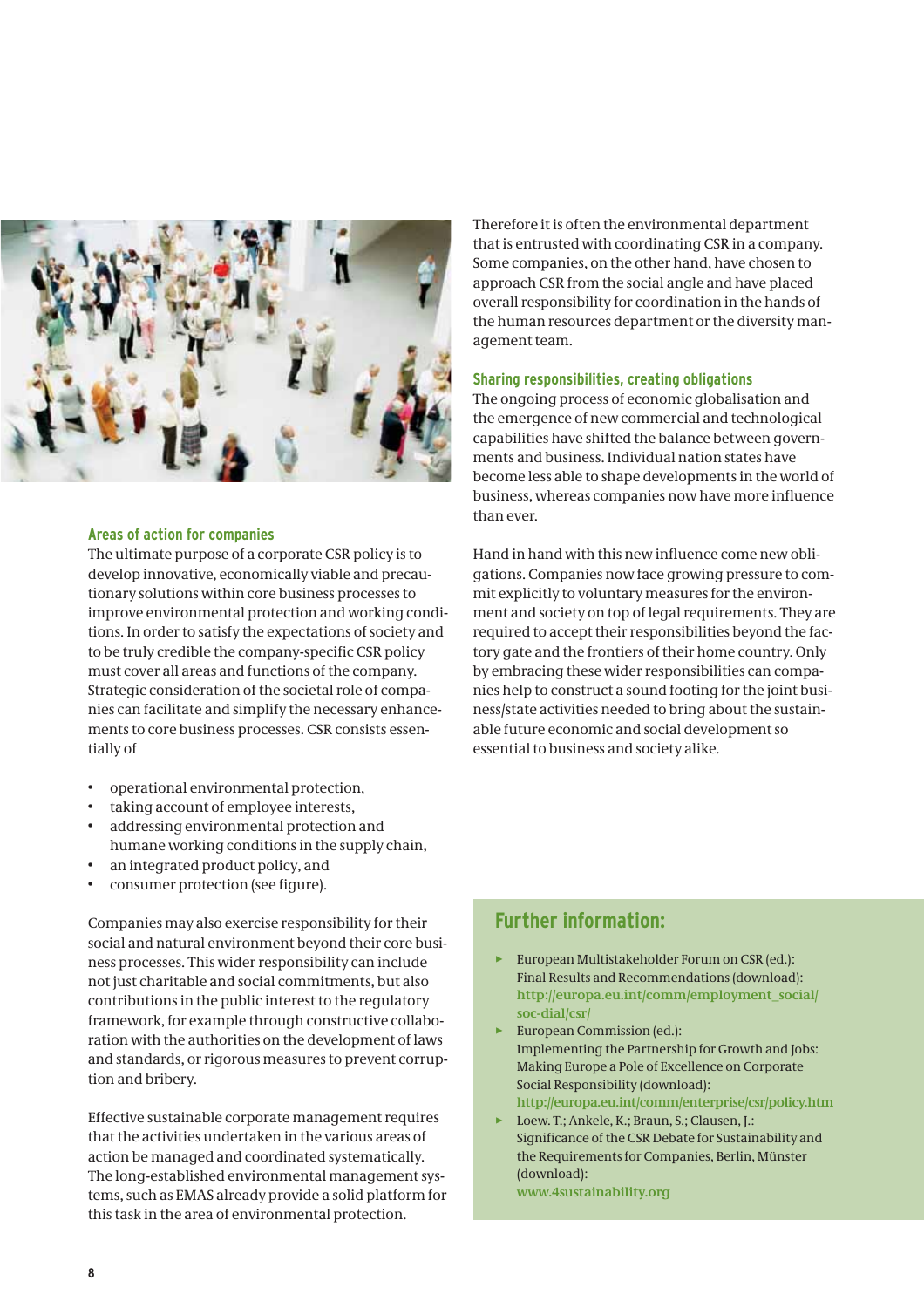## Areas of action for companies

The ultimate purpose of a corporate CSR policy is to develop innovative, economically viable and precautionary solutions within core business processes to improve environmental protection and working conditions. In order to satisfy the expectations of society and to be truly credible the company-specific CSR policy must cover all areas and functions of the company. Strategic consideration of the societal role of companies can facilitate and simplify the necessary enhancements to core business processes. CSR consists essentially of

- operational environmental protection,
- taking account of employee interests,
- addressing environmental protection and humane working conditions in the supply chain,
- an integrated product policy, and
- consumer protection (see figure).

Companies may also exercise responsibility for their social and natural environment beyond their core business processes. This wider responsibility can include not just charitable and social commitments, but also contributions in the public interest to the regulatory framework, for example through constructive collaboration with the authorities on the development of laws and standards, or rigorous measures to prevent corruption and bribery.

Effective sustainable corporate management requires that the activities undertaken in the various areas of action be managed and coordinated systematically. The long-established environmental management systems, such as EMAS already provide a solid platform for this task in the area of environmental protection.

Therefore it is often the environmental department that is entrusted with coordinating CSR in a company. Some companies, on the other hand, have chosen to approach CSR from the social angle and have placed overall responsibility for coordination in the hands of the human resources department or the diversity management team.

## Sharing responsibilities, creating obligations

The ongoing process of economic globalisation and the emergence of new commercial and technological capabilities have shifted the balance between governments and business. Individual nation states have become less able to shape developments in the world of business, whereas companies now have more influence than ever.

Hand in hand with this new influence come new obligations. Companies now face growing pressure to commit explicitly to voluntary measures for the environment and society on top of legal requirements. They are required to accept their responsibilities beyond the factory gate and the frontiers of their home country. Only by embracing these wider responsibilities can companies help to construct a sound footing for the joint business/state activities needed to bring about the sustainable future economic and social development so essential to business and society alike.

## Further information:

- European Multistakeholder Forum on CSR (ed.): Final Results and Recommendations (download): http://europa.eu.int/comm/employment_social/soc-dial/csr/
- European Commission (ed.): Implementing the Partnership for Growth and Jobs: Making Europe a Pole of Excellence on Corporate Social Responsibility (download): http://europa.eu.int/comm/enterprise/csr/policy.htm
- Loew. T.; Ankele, K.; Braun, S.; Clausen, J.: Significance of the CSR Debate for Sustainability and the Requirements for Companies, Berlin, Münster (download): www.4sustainability.org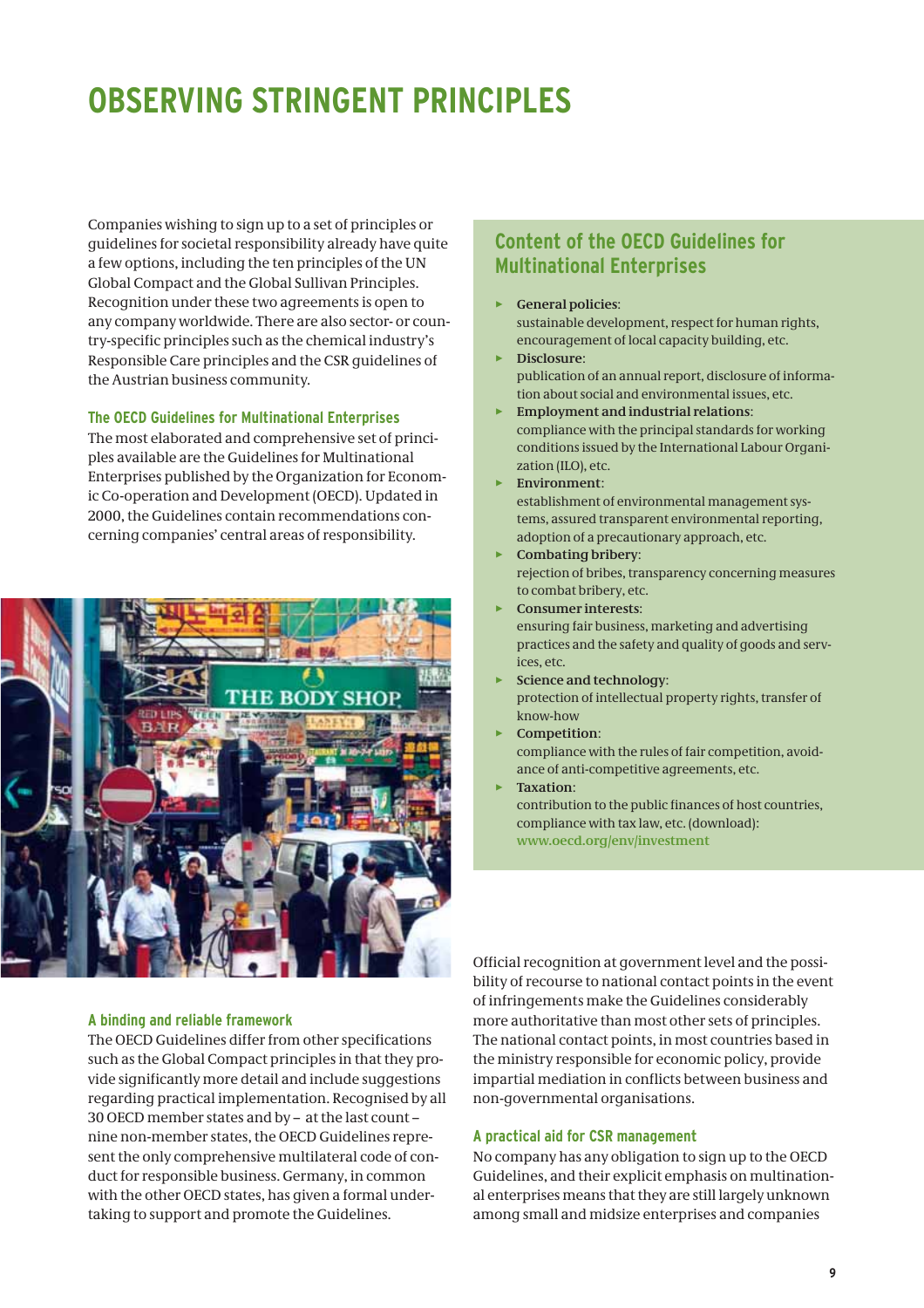# OBSERVING STRINGENT PRINCIPLES

Companies wishing to sign up to a set of principles or guidelines for societal responsibility already have quite a few options, including the ten principles of the UN Global Compact and the Global Sullivan Principles. Recognition under these two agreements is open to any company worldwide. There are also sector- or country-specific principles such as the chemical industry's Responsible Care principles and the CSR guidelines of the Austrian business community.

### The OECD Guidelines for Multinational Enterprises

The most elaborated and comprehensive set of principles available are the Guidelines for Multinational Enterprises published by the Organization for Economic Co-operation and Development (OECD). Updated in 2000, the Guidelines contain recommendations concerning companies' central areas of responsibility.

## Content of the OECD Guidelines for Multinational Enterprises

- **General policies**:
  sustainable development, respect for human rights, encouragement of local capacity building, etc.
- **Disclosure**:
  publication of an annual report, disclosure of information about social and environmental issues, etc.
- **Employment and industrial relations**:
  compliance with the principal standards for working conditions issued by the International Labour Organization (ILO), etc.
- **Environment**:
  establishment of environmental management systems, assured transparent environmental reporting, adoption of a precautionary approach, etc.
- **Combating bribery**:
  rejection of bribes, transparency concerning measures to combat bribery, etc.
- **Consumer interests**:
  ensuring fair business, marketing and advertising practices and the safety and quality of goods and services, etc.
- **Science and technology**:
  protection of intellectual property rights, transfer of know-how
- **Competition**:
  compliance with the rules of fair competition, avoidance of anti-competitive agreements, etc.
- **Taxation**:
  contribution to the public finances of host countries, compliance with tax law, etc. (download):
  www.oecd.org/env/investment

### A binding and reliable framework

The OECD Guidelines differ from other specifications such as the Global Compact principles in that they provide significantly more detail and include suggestions regarding practical implementation. Recognised by all 30 OECD member states and by – at the last count – nine non-member states, the OECD Guidelines represent the only comprehensive multilateral code of conduct for responsible business. Germany, in common with the other OECD states, has given a formal undertaking to support and promote the Guidelines.

Official recognition at government level and the possibility of recourse to national contact points in the event of infringements make the Guidelines considerably more authoritative than most other sets of principles. The national contact points, in most countries based in the ministry responsible for economic policy, provide impartial mediation in conflicts between business and non-governmental organisations.

### A practical aid for CSR management

No company has any obligation to sign up to the OECD Guidelines, and their explicit emphasis on multinational enterprises means that they are still largely unknown among small and midsize enterprises and companies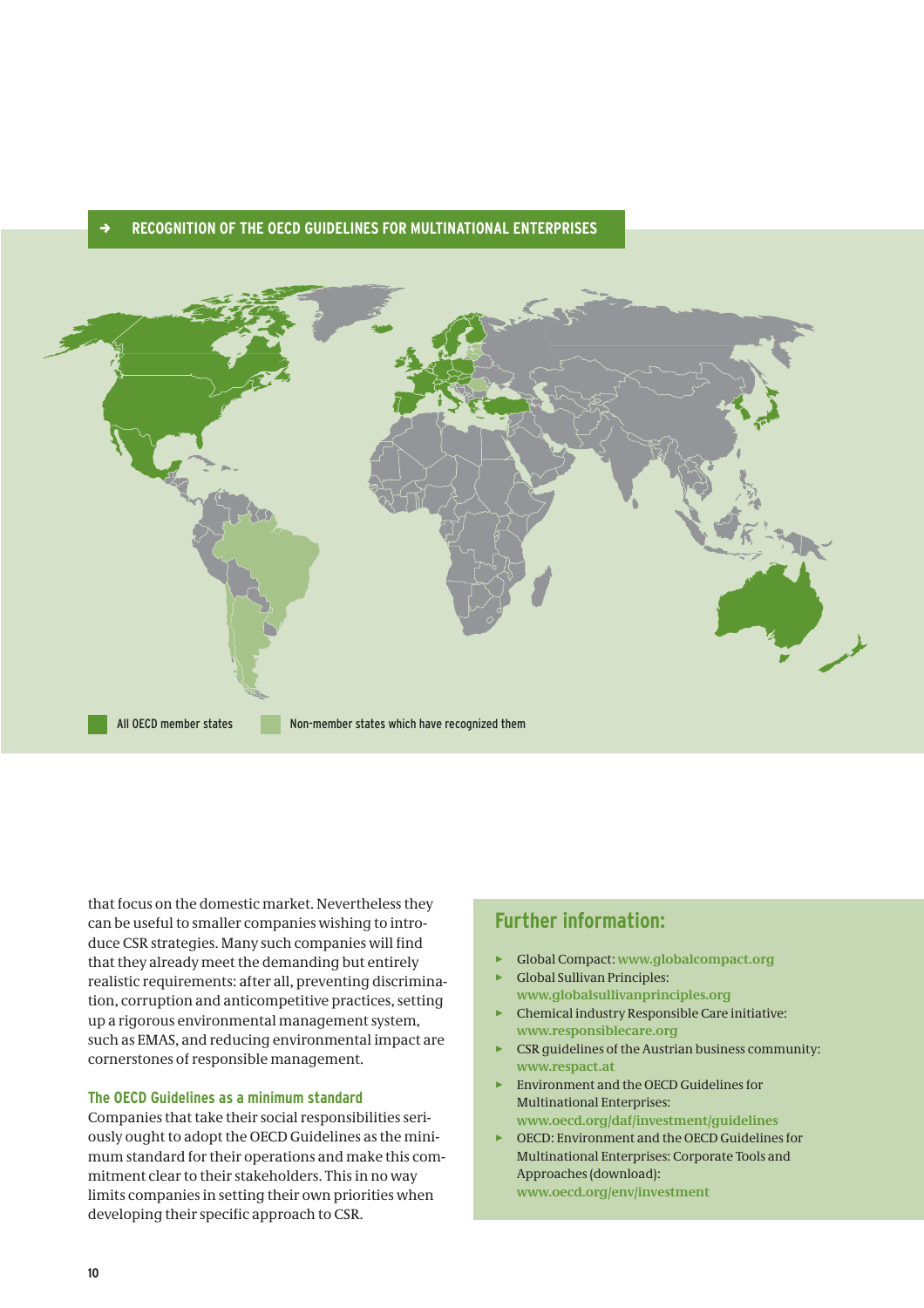## ➜ RECOGNITION OF THE OECD GUIDELINES FOR MULTINATIONAL ENTERPRISES

All OECD member states

Non-member states which have recognized them

that focus on the domestic market. Nevertheless they can be useful to smaller companies wishing to introduce CSR strategies. Many such companies will find that they already meet the demanding but entirely realistic requirements: after all, preventing discrimination, corruption and anticompetitive practices, setting up a rigorous environmental management system, such as EMAS, and reducing environmental impact are cornerstones of responsible management.

### The OECD Guidelines as a minimum standard

Companies that take their social responsibilities seriously ought to adopt the OECD Guidelines as the minimum standard for their operations and make this commitment clear to their stakeholders. This in no way limits companies in setting their own priorities when developing their specific approach to CSR.

## Further information:

- Global Compact: www.globalcompact.org
- Global Sullivan Principles: www.globalsullivanprinciples.org
- Chemical industry Responsible Care initiative: www.responsiblecare.org
- CSR guidelines of the Austrian business community: www.respact.at
- Environment and the OECD Guidelines for Multinational Enterprises: www.oecd.org/daf/investment/guidelines
- OECD: Environment and the OECD Guidelines for Multinational Enterprises: Corporate Tools and Approaches (download): www.oecd.org/env/investment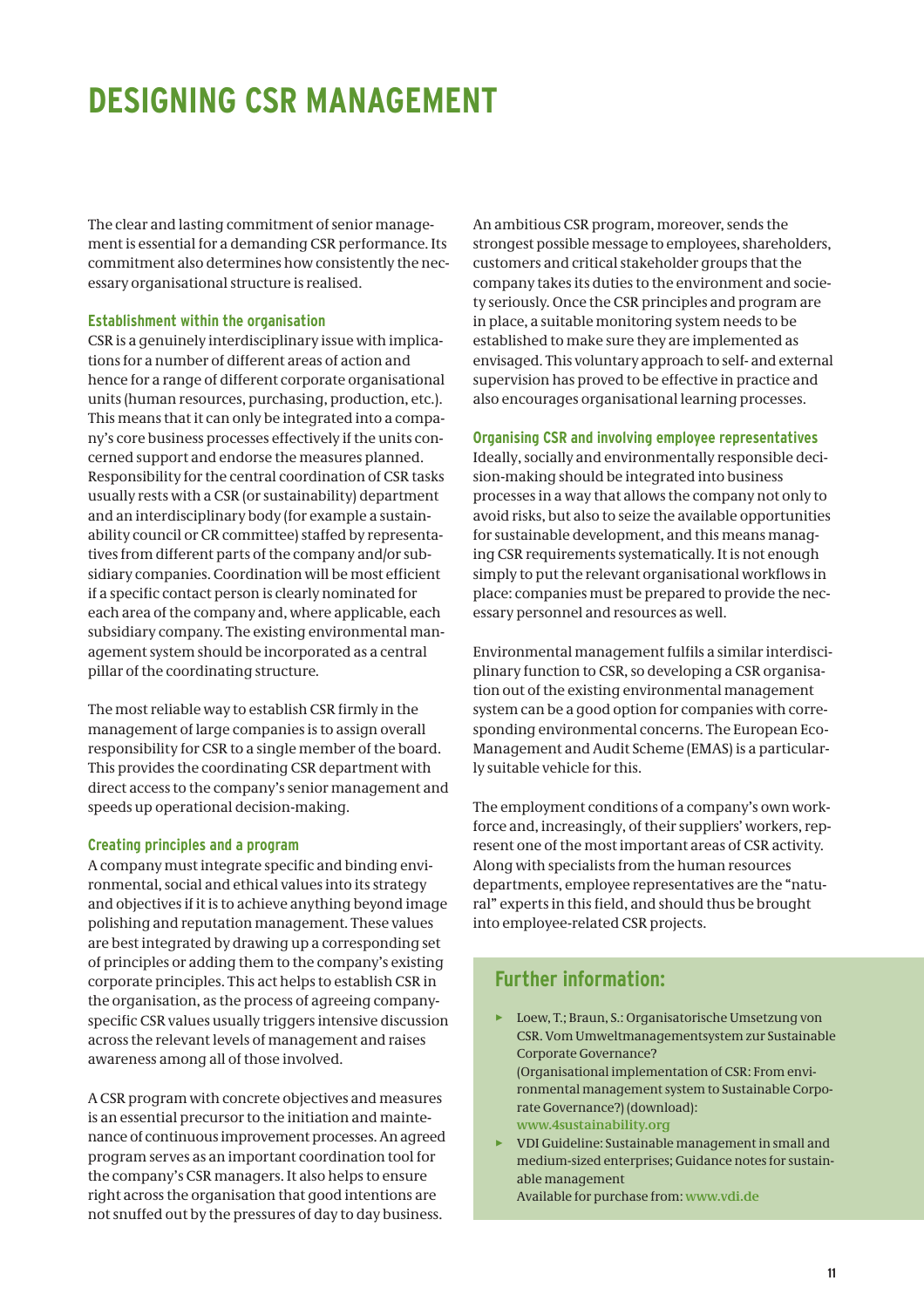# DESIGNING CSR MANAGEMENT

The clear and lasting commitment of senior management is essential for a demanding CSR performance. Its commitment also determines how consistently the necessary organisational structure is realised.

### Establishment within the organisation

CSR is a genuinely interdisciplinary issue with implications for a number of different areas of action and hence for a range of different corporate organisational units (human resources, purchasing, production, etc.). This means that it can only be integrated into a company's core business processes effectively if the units concerned support and endorse the measures planned. Responsibility for the central coordination of CSR tasks usually rests with a CSR (or sustainability) department and an interdisciplinary body (for example a sustainability council or CR committee) staffed by representatives from different parts of the company and/or subsidiary companies. Coordination will be most efficient if a specific contact person is clearly nominated for each area of the company and, where applicable, each subsidiary company. The existing environmental management system should be incorporated as a central pillar of the coordinating structure.

The most reliable way to establish CSR firmly in the management of large companies is to assign overall responsibility for CSR to a single member of the board. This provides the coordinating CSR department with direct access to the company's senior management and speeds up operational decision-making.

### Creating principles and a program

A company must integrate specific and binding environmental, social and ethical values into its strategy and objectives if it is to achieve anything beyond image polishing and reputation management. These values are best integrated by drawing up a corresponding set of principles or adding them to the company's existing corporate principles. This act helps to establish CSR in the organisation, as the process of agreeing company-specific CSR values usually triggers intensive discussion across the relevant levels of management and raises awareness among all of those involved.

A CSR program with concrete objectives and measures is an essential precursor to the initiation and maintenance of continuous improvement processes. An agreed program serves as an important coordination tool for the company's CSR managers. It also helps to ensure right across the organisation that good intentions are not snuffed out by the pressures of day to day business. An ambitious CSR program, moreover, sends the strongest possible message to employees, shareholders, customers and critical stakeholder groups that the company takes its duties to the environment and society seriously. Once the CSR principles and program are in place, a suitable monitoring system needs to be established to make sure they are implemented as envisaged. This voluntary approach to self- and external supervision has proved to be effective in practice and also encourages organisational learning processes.

### Organising CSR and involving employee representatives

Ideally, socially and environmentally responsible decision-making should be integrated into business processes in a way that allows the company not only to avoid risks, but also to seize the available opportunities for sustainable development, and this means managing CSR requirements systematically. It is not enough simply to put the relevant organisational workflows in place: companies must be prepared to provide the necessary personnel and resources as well.

Environmental management fulfils a similar interdisciplinary function to CSR, so developing a CSR organisation out of the existing environmental management system can be a good option for companies with corresponding environmental concerns. The European Eco-Management and Audit Scheme (EMAS) is a particularly suitable vehicle for this.

The employment conditions of a company's own workforce and, increasingly, of their suppliers' workers, represent one of the most important areas of CSR activity. Along with specialists from the human resources departments, employee representatives are the "natural" experts in this field, and should thus be brought into employee-related CSR projects.

## Further information:

- Loew, T.; Braun, S.: Organisatorische Umsetzung von CSR. Vom Umweltmanagementsystem zur Sustainable Corporate Governance?
  (Organisational implementation of CSR: From environmental management system to Sustainable Corporate Governance?) (download):
  www.4sustainability.org
- VDI Guideline: Sustainable management in small and medium-sized enterprises; Guidance notes for sustainable management
  Available for purchase from: www.vdi.de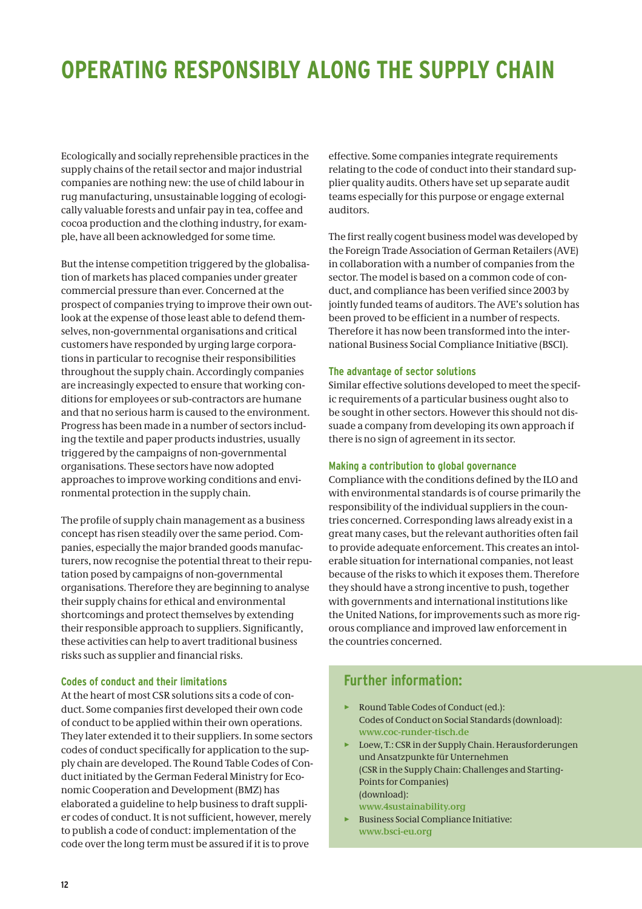# OPERATING RESPONSIBLY ALONG THE SUPPLY CHAIN

Ecologically and socially reprehensible practices in the supply chains of the retail sector and major industrial companies are nothing new: the use of child labour in rug manufacturing, unsustainable logging of ecologically valuable forests and unfair pay in tea, coffee and cocoa production and the clothing industry, for example, have all been acknowledged for some time.

But the intense competition triggered by the globalisation of markets has placed companies under greater commercial pressure than ever. Concerned at the prospect of companies trying to improve their own outlook at the expense of those least able to defend themselves, non-governmental organisations and critical customers have responded by urging large corporations in particular to recognise their responsibilities throughout the supply chain. Accordingly companies are increasingly expected to ensure that working conditions for employees or sub-contractors are humane and that no serious harm is caused to the environment. Progress has been made in a number of sectors including the textile and paper products industries, usually triggered by the campaigns of non-governmental organisations. These sectors have now adopted approaches to improve working conditions and environmental protection in the supply chain.

The profile of supply chain management as a business concept has risen steadily over the same period. Companies, especially the major branded goods manufacturers, now recognise the potential threat to their reputation posed by campaigns of non-governmental organisations. Therefore they are beginning to analyse their supply chains for ethical and environmental shortcomings and protect themselves by extending their responsible approach to suppliers. Significantly, these activities can help to avert traditional business risks such as supplier and financial risks.

### Codes of conduct and their limitations

At the heart of most CSR solutions sits a code of conduct. Some companies first developed their own code of conduct to be applied within their own operations. They later extended it to their suppliers. In some sectors codes of conduct specifically for application to the supply chain are developed. The Round Table Codes of Conduct initiated by the German Federal Ministry for Economic Cooperation and Development (BMZ) has elaborated a guideline to help business to draft supplier codes of conduct. It is not sufficient, however, merely to publish a code of conduct: implementation of the code over the long term must be assured if it is to prove effective. Some companies integrate requirements relating to the code of conduct into their standard supplier quality audits. Others have set up separate audit teams especially for this purpose or engage external auditors.

The first really cogent business model was developed by the Foreign Trade Association of German Retailers (AVE) in collaboration with a number of companies from the sector. The model is based on a common code of conduct, and compliance has been verified since 2003 by jointly funded teams of auditors. The AVE's solution has been proved to be efficient in a number of respects. Therefore it has now been transformed into the international Business Social Compliance Initiative (BSCI).

### The advantage of sector solutions

Similar effective solutions developed to meet the specific requirements of a particular business ought also to be sought in other sectors. However this should not dissuade a company from developing its own approach if there is no sign of agreement in its sector.

### Making a contribution to global governance

Compliance with the conditions defined by the ILO and with environmental standards is of course primarily the responsibility of the individual suppliers in the countries concerned. Corresponding laws already exist in a great many cases, but the relevant authorities often fail to provide adequate enforcement. This creates an intolerable situation for international companies, not least because of the risks to which it exposes them. Therefore they should have a strong incentive to push, together with governments and international institutions like the United Nations, for improvements such as more rigorous compliance and improved law enforcement in the countries concerned.

## Further information:

- Round Table Codes of Conduct (ed.): Codes of Conduct on Social Standards (download): www.coc-runder-tisch.de
- Loew, T.: CSR in der Supply Chain. Herausforderungen und Ansatzpunkte für Unternehmen (CSR in the Supply Chain: Challenges and Starting-Points for Companies) (download): www.4sustainability.org
- Business Social Compliance Initiative: www.bsci-eu.org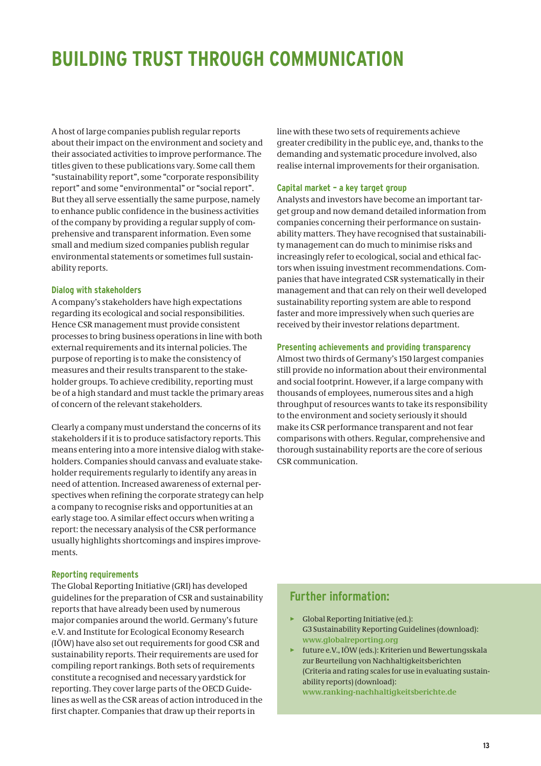# BUILDING TRUST THROUGH COMMUNICATION

A host of large companies publish regular reports about their impact on the environment and society and their associated activities to improve performance. The titles given to these publications vary. Some call them "sustainability report", some "corporate responsibility report" and some "environmental" or "social report". But they all serve essentially the same purpose, namely to enhance public confidence in the business activities of the company by providing a regular supply of comprehensive and transparent information. Even some small and medium sized companies publish regular environmental statements or sometimes full sustainability reports.

### Dialog with stakeholders

A company's stakeholders have high expectations regarding its ecological and social responsibilities. Hence CSR management must provide consistent processes to bring business operations in line with both external requirements and its internal policies. The purpose of reporting is to make the consistency of measures and their results transparent to the stakeholder groups. To achieve credibility, reporting must be of a high standard and must tackle the primary areas of concern of the relevant stakeholders.

Clearly a company must understand the concerns of its stakeholders if it is to produce satisfactory reports. This means entering into a more intensive dialog with stakeholders. Companies should canvass and evaluate stakeholder requirements regularly to identify any areas in need of attention. Increased awareness of external perspectives when refining the corporate strategy can help a company to recognise risks and opportunities at an early stage too. A similar effect occurs when writing a report: the necessary analysis of the CSR performance usually highlights shortcomings and inspires improvements.

### Reporting requirements

The Global Reporting Initiative (GRI) has developed guidelines for the preparation of CSR and sustainability reports that have already been used by numerous major companies around the world. Germany's future e.V. and Institute for Ecological Economy Research (IÖW) have also set out requirements for good CSR and sustainability reports. Their requirements are used for compiling report rankings. Both sets of requirements constitute a recognised and necessary yardstick for reporting. They cover large parts of the OECD Guidelines as well as the CSR areas of action introduced in the first chapter. Companies that draw up their reports in line with these two sets of requirements achieve greater credibility in the public eye, and, thanks to the demanding and systematic procedure involved, also realise internal improvements for their organisation.

### Capital market – a key target group

Analysts and investors have become an important target group and now demand detailed information from companies concerning their performance on sustainability matters. They have recognised that sustainability management can do much to minimise risks and increasingly refer to ecological, social and ethical factors when issuing investment recommendations. Companies that have integrated CSR systematically in their management and that can rely on their well developed sustainability reporting system are able to respond faster and more impressively when such queries are received by their investor relations department.

### Presenting achievements and providing transparency

Almost two thirds of Germany's 150 largest companies still provide no information about their environmental and social footprint. However, if a large company with thousands of employees, numerous sites and a high throughput of resources wants to take its responsibility to the environment and society seriously it should make its CSR performance transparent and not fear comparisons with others. Regular, comprehensive and thorough sustainability reports are the core of serious CSR communication.

## Further information:

- Global Reporting Initiative (ed.): G3 Sustainability Reporting Guidelines (download): www.globalreporting.org
- future e.V., IÖW (eds.): Kriterien und Bewertungsskala zur Beurteilung von Nachhaltigkeitsberichten (Criteria and rating scales for use in evaluating sustainability reports) (download): www.ranking-nachhaltigkeitsberichte.de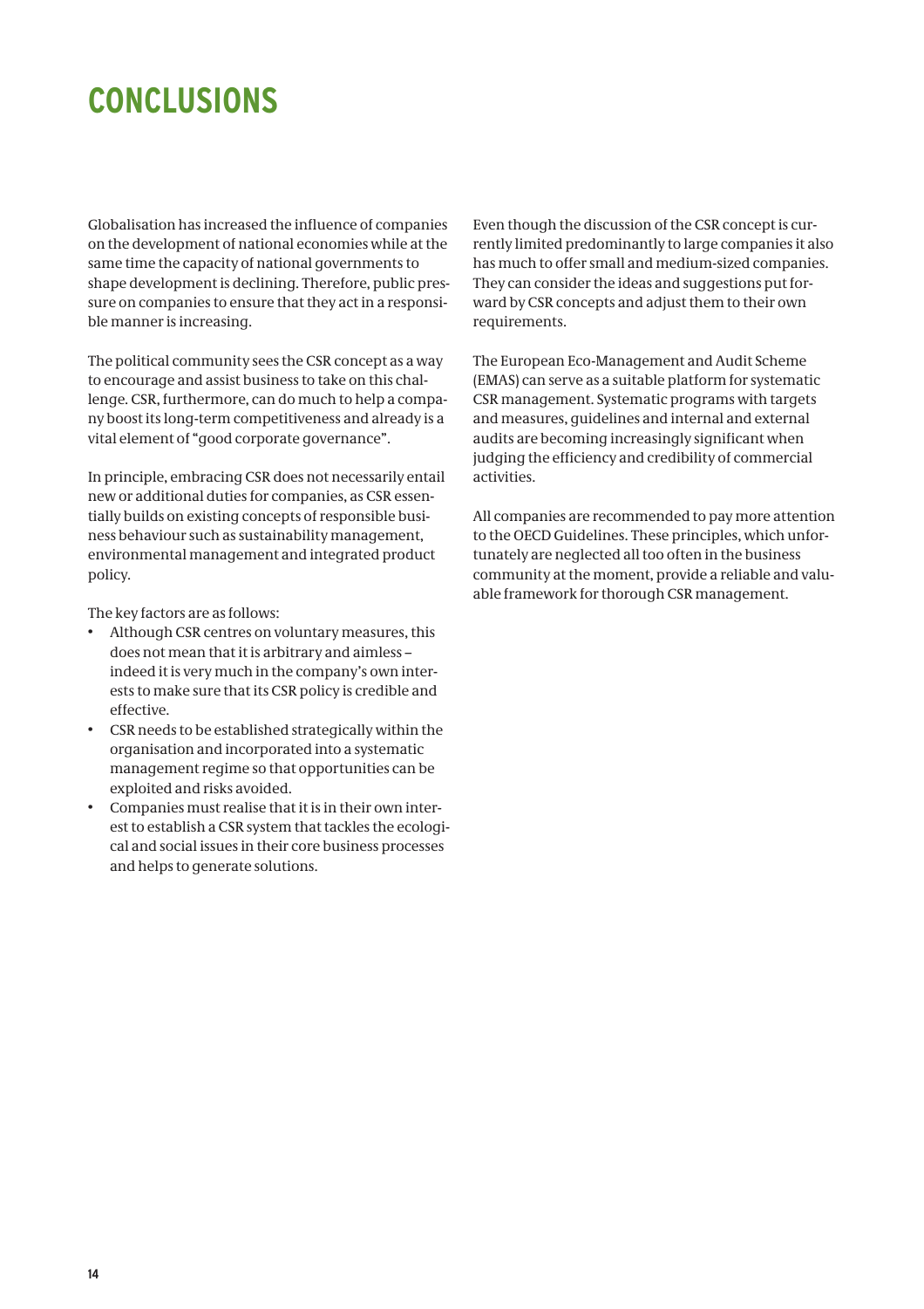# CONCLUSIONS

Globalisation has increased the influence of companies on the development of national economies while at the same time the capacity of national governments to shape development is declining. Therefore, public pressure on companies to ensure that they act in a responsible manner is increasing.

The political community sees the CSR concept as a way to encourage and assist business to take on this challenge. CSR, furthermore, can do much to help a company boost its long-term competitiveness and already is a vital element of "good corporate governance".

In principle, embracing CSR does not necessarily entail new or additional duties for companies, as CSR essentially builds on existing concepts of responsible business behaviour such as sustainability management, environmental management and integrated product policy.

The key factors are as follows:

- Although CSR centres on voluntary measures, this does not mean that it is arbitrary and aimless – indeed it is very much in the company's own interests to make sure that its CSR policy is credible and effective.
- CSR needs to be established strategically within the organisation and incorporated into a systematic management regime so that opportunities can be exploited and risks avoided.
- Companies must realise that it is in their own interest to establish a CSR system that tackles the ecological and social issues in their core business processes and helps to generate solutions.

Even though the discussion of the CSR concept is currently limited predominantly to large companies it also has much to offer small and medium-sized companies. They can consider the ideas and suggestions put forward by CSR concepts and adjust them to their own requirements.

The European Eco-Management and Audit Scheme (EMAS) can serve as a suitable platform for systematic CSR management. Systematic programs with targets and measures, guidelines and internal and external audits are becoming increasingly significant when judging the efficiency and credibility of commercial activities.

All companies are recommended to pay more attention to the OECD Guidelines. These principles, which unfortunately are neglected all too often in the business community at the moment, provide a reliable and valuable framework for thorough CSR management.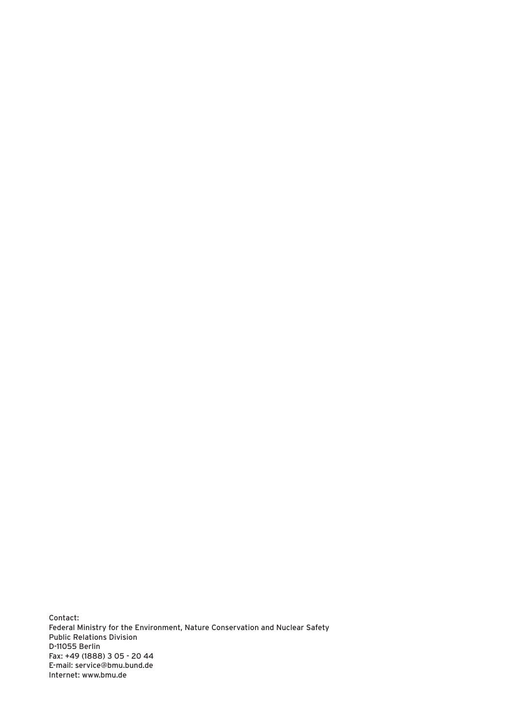Contact:
Federal Ministry for the Environment, Nature Conservation and Nuclear Safety
Public Relations Division
D-11055 Berlin
Fax: +49 (1888) 3 05 - 20 44
E-mail: service@bmu.bund.de
Internet: www.bmu.de